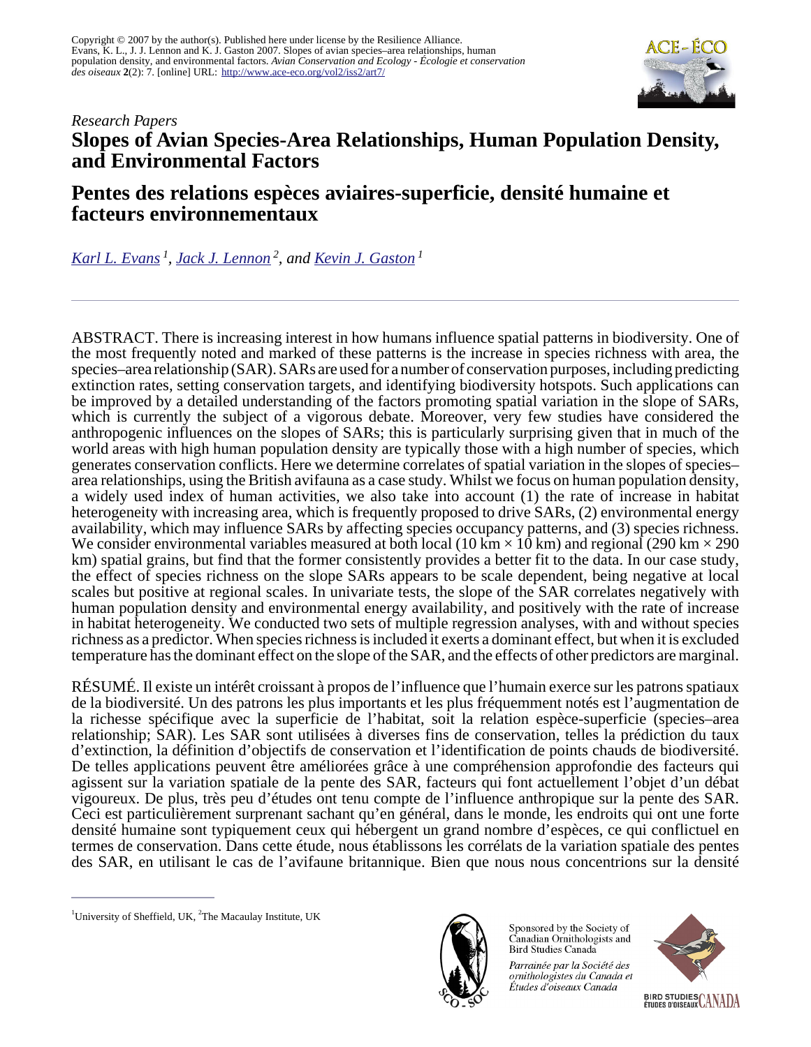Copyright © 2007 by the author(s). Published here under license by the Resilience Alliance.
Evans, K. L., J. J. Lennon and K. J. Gaston 2007. Slopes of avian species–area relationships, human population density, and environmental factors. *Avian Conservation and Ecology - Écologie et conservation des oiseaux* **2**(2): 7. [online] URL: http://www.ace-eco.org/vol2/iss2/art7/

*Research Papers*

# Slopes of Avian Species-Area Relationships, Human Population Density, and Environmental Factors

# Pentes des relations espèces aviaires-superficie, densité humaine et facteurs environnementaux

*Karl L. Evans* [1], *Jack J. Lennon* [2], *and Kevin J. Gaston* [1]

ABSTRACT. There is increasing interest in how humans influence spatial patterns in biodiversity. One of the most frequently noted and marked of these patterns is the increase in species richness with area, the species–area relationship (SAR). SARs are used for a number of conservation purposes, including predicting extinction rates, setting conservation targets, and identifying biodiversity hotspots. Such applications can be improved by a detailed understanding of the factors promoting spatial variation in the slope of SARs, which is currently the subject of a vigorous debate. Moreover, very few studies have considered the anthropogenic influences on the slopes of SARs; this is particularly surprising given that in much of the world areas with high human population density are typically those with a high number of species, which generates conservation conflicts. Here we determine correlates of spatial variation in the slopes of species–area relationships, using the British avifauna as a case study. Whilst we focus on human population density, a widely used index of human activities, we also take into account (1) the rate of increase in habitat heterogeneity with increasing area, which is frequently proposed to drive SARs, (2) environmental energy availability, which may influence SARs by affecting species occupancy patterns, and (3) species richness. We consider environmental variables measured at both local (10 km × 10 km) and regional (290 km × 290 km) spatial grains, but find that the former consistently provides a better fit to the data. In our case study, the effect of species richness on the slope SARs appears to be scale dependent, being negative at local scales but positive at regional scales. In univariate tests, the slope of the SAR correlates negatively with human population density and environmental energy availability, and positively with the rate of increase in habitat heterogeneity. We conducted two sets of multiple regression analyses, with and without species richness as a predictor. When species richness is included it exerts a dominant effect, but when it is excluded temperature has the dominant effect on the slope of the SAR, and the effects of other predictors are marginal.

RÉSUMÉ. Il existe un intérêt croissant à propos de l'influence que l'humain exerce sur les patrons spatiaux de la biodiversité. Un des patrons les plus importants et les plus fréquemment notés est l'augmentation de la richesse spécifique avec la superficie de l'habitat, soit la relation espèce-superficie (species–area relationship; SAR). Les SAR sont utilisées à diverses fins de conservation, telles la prédiction du taux d'extinction, la définition d'objectifs de conservation et l'identification de points chauds de biodiversité. De telles applications peuvent être améliorées grâce à une compréhension approfondie des facteurs qui agissent sur la variation spatiale de la pente des SAR, facteurs qui font actuellement l'objet d'un débat vigoureux. De plus, très peu d'études ont tenu compte de l'influence anthropique sur la pente des SAR. Ceci est particulièrement surprenant sachant qu'en général, dans le monde, les endroits qui ont une forte densité humaine sont typiquement ceux qui hébergent un grand nombre d'espèces, ce qui conflictuel en termes de conservation. Dans cette étude, nous établissons les corrélats de la variation spatiale des pentes des SAR, en utilisant le cas de l'avifaune britannique. Bien que nous nous concentrions sur la densité

[1]University of Sheffield, UK, [2]The Macaulay Institute, UK

Sponsored by the Society of Canadian Ornithologists and Bird Studies Canada

*Parrainée par la Société des ornithologistes du Canada et Études d'oiseaux Canada*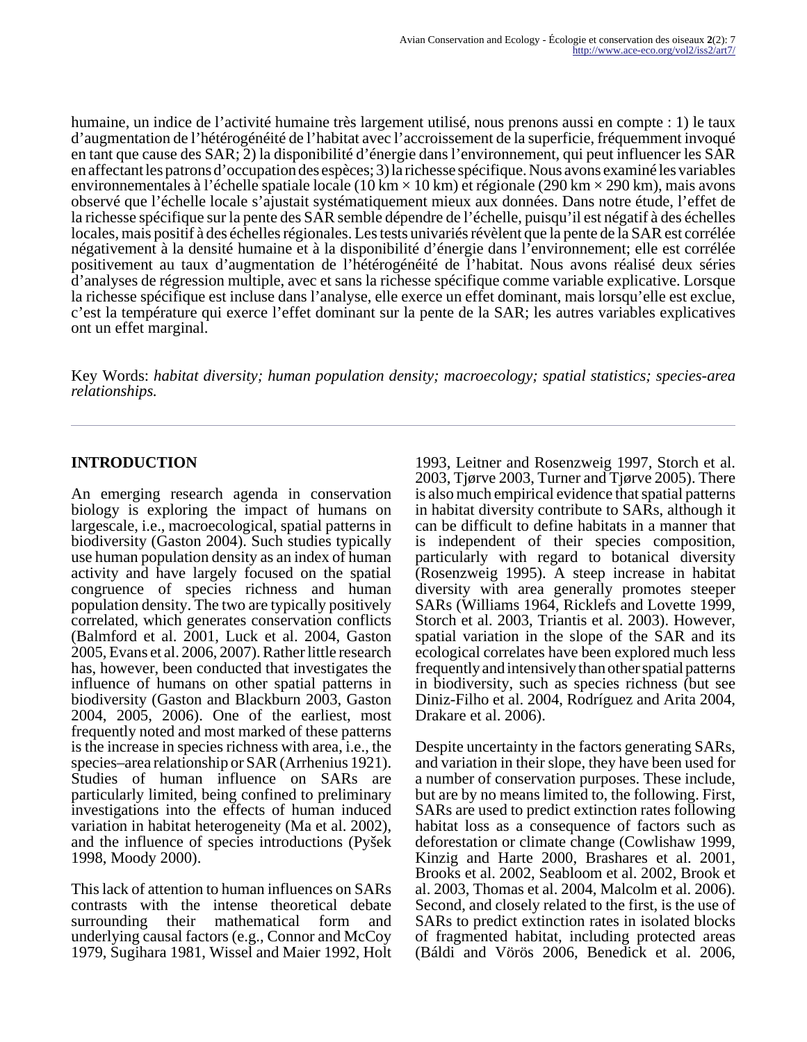humaine, un indice de l'activité humaine très largement utilisé, nous prenons aussi en compte : 1) le taux d'augmentation de l'hétérogénéité de l'habitat avec l'accroissement de la superficie, fréquemment invoqué en tant que cause des SAR; 2) la disponibilité d'énergie dans l'environnement, qui peut influencer les SAR en affectant les patrons d'occupation des espèces; 3) la richesse spécifique. Nous avons examiné les variables environnementales à l'échelle spatiale locale (10 km × 10 km) et régionale (290 km × 290 km), mais avons observé que l'échelle locale s'ajustait systématiquement mieux aux données. Dans notre étude, l'effet de la richesse spécifique sur la pente des SAR semble dépendre de l'échelle, puisqu'il est négatif à des échelles locales, mais positif à des échelles régionales. Les tests univariés révèlent que la pente de la SAR est corrélée négativement à la densité humaine et à la disponibilité d'énergie dans l'environnement; elle est corrélée positivement au taux d'augmentation de l'hétérogénéité de l'habitat. Nous avons réalisé deux séries d'analyses de régression multiple, avec et sans la richesse spécifique comme variable explicative. Lorsque la richesse spécifique est incluse dans l'analyse, elle exerce un effet dominant, mais lorsqu'elle est exclue, c'est la température qui exerce l'effet dominant sur la pente de la SAR; les autres variables explicatives ont un effet marginal.

Key Words: *habitat diversity; human population density; macroecology; spatial statistics; species-area relationships.*

## INTRODUCTION

An emerging research agenda in conservation biology is exploring the impact of humans on largescale, i.e., macroecological, spatial patterns in biodiversity (Gaston 2004). Such studies typically use human population density as an index of human activity and have largely focused on the spatial congruence of species richness and human population density. The two are typically positively correlated, which generates conservation conflicts (Balmford et al. 2001, Luck et al. 2004, Gaston 2005, Evans et al. 2006, 2007). Rather little research has, however, been conducted that investigates the influence of humans on other spatial patterns in biodiversity (Gaston and Blackburn 2003, Gaston 2004, 2005, 2006). One of the earliest, most frequently noted and most marked of these patterns is the increase in species richness with area, i.e., the species–area relationship or SAR (Arrhenius 1921). Studies of human influence on SARs are particularly limited, being confined to preliminary investigations into the effects of human induced variation in habitat heterogeneity (Ma et al. 2002), and the influence of species introductions (Pyšek 1998, Moody 2000).

This lack of attention to human influences on SARs contrasts with the intense theoretical debate surrounding their mathematical form and underlying causal factors (e.g., Connor and McCoy 1979, Sugihara 1981, Wissel and Maier 1992, Holt 1993, Leitner and Rosenzweig 1997, Storch et al. 2003, Tjørve 2003, Turner and Tjørve 2005). There is also much empirical evidence that spatial patterns in habitat diversity contribute to SARs, although it can be difficult to define habitats in a manner that is independent of their species composition, particularly with regard to botanical diversity (Rosenzweig 1995). A steep increase in habitat diversity with area generally promotes steeper SARs (Williams 1964, Ricklefs and Lovette 1999, Storch et al. 2003, Triantis et al. 2003). However, spatial variation in the slope of the SAR and its ecological correlates have been explored much less frequently and intensively than other spatial patterns in biodiversity, such as species richness (but see Diniz-Filho et al. 2004, Rodríguez and Arita 2004, Drakare et al. 2006).

Despite uncertainty in the factors generating SARs, and variation in their slope, they have been used for a number of conservation purposes. These include, but are by no means limited to, the following. First, SARs are used to predict extinction rates following habitat loss as a consequence of factors such as deforestation or climate change (Cowlishaw 1999, Kinzig and Harte 2000, Brashares et al. 2001, Brooks et al. 2002, Seabloom et al. 2002, Brook et al. 2003, Thomas et al. 2004, Malcolm et al. 2006). Second, and closely related to the first, is the use of SARs to predict extinction rates in isolated blocks of fragmented habitat, including protected areas (Báldi and Vörös 2006, Benedick et al. 2006,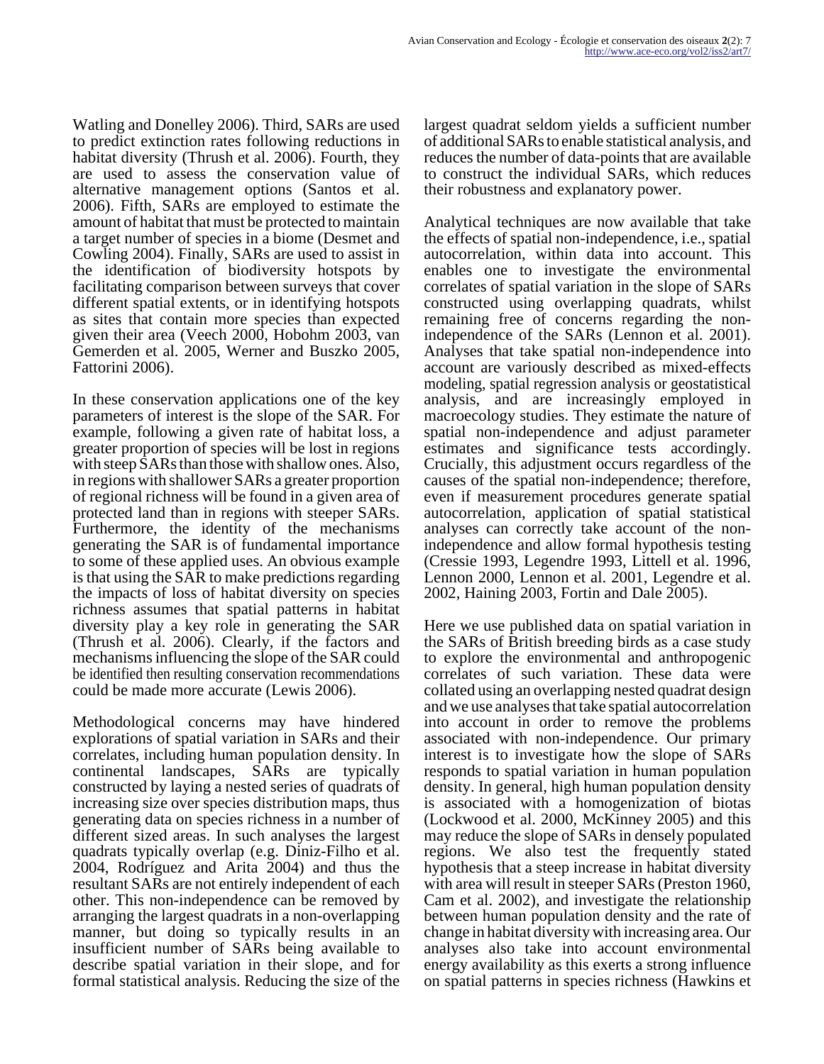Watling and Donelley 2006). Third, SARs are used to predict extinction rates following reductions in habitat diversity (Thrush et al. 2006). Fourth, they are used to assess the conservation value of alternative management options (Santos et al. 2006). Fifth, SARs are employed to estimate the amount of habitat that must be protected to maintain a target number of species in a biome (Desmet and Cowling 2004). Finally, SARs are used to assist in the identification of biodiversity hotspots by facilitating comparison between surveys that cover different spatial extents, or in identifying hotspots as sites that contain more species than expected given their area (Veech 2000, Hobohm 2003, van Gemerden et al. 2005, Werner and Buszko 2005, Fattorini 2006).

In these conservation applications one of the key parameters of interest is the slope of the SAR. For example, following a given rate of habitat loss, a greater proportion of species will be lost in regions with steep SARs than those with shallow ones. Also, in regions with shallower SARs a greater proportion of regional richness will be found in a given area of protected land than in regions with steeper SARs. Furthermore, the identity of the mechanisms generating the SAR is of fundamental importance to some of these applied uses. An obvious example is that using the SAR to make predictions regarding the impacts of loss of habitat diversity on species richness assumes that spatial patterns in habitat diversity play a key role in generating the SAR (Thrush et al. 2006). Clearly, if the factors and mechanisms influencing the slope of the SAR could be identified then resulting conservation recommendations could be made more accurate (Lewis 2006).

Methodological concerns may have hindered explorations of spatial variation in SARs and their correlates, including human population density. In continental landscapes, SARs are typically constructed by laying a nested series of quadrats of increasing size over species distribution maps, thus generating data on species richness in a number of different sized areas. In such analyses the largest quadrats typically overlap (e.g. Diniz-Filho et al. 2004, Rodríguez and Arita 2004) and thus the resultant SARs are not entirely independent of each other. This non-independence can be removed by arranging the largest quadrats in a non-overlapping manner, but doing so typically results in an insufficient number of SARs being available to describe spatial variation in their slope, and for formal statistical analysis. Reducing the size of the largest quadrat seldom yields a sufficient number of additional SARs to enable statistical analysis, and reduces the number of data-points that are available to construct the individual SARs, which reduces their robustness and explanatory power.

Analytical techniques are now available that take the effects of spatial non-independence, i.e., spatial autocorrelation, within data into account. This enables one to investigate the environmental correlates of spatial variation in the slope of SARs constructed using overlapping quadrats, whilst remaining free of concerns regarding the non-independence of the SARs (Lennon et al. 2001). Analyses that take spatial non-independence into account are variously described as mixed-effects modeling, spatial regression analysis or geostatistical analysis, and are increasingly employed in macroecology studies. They estimate the nature of spatial non-independence and adjust parameter estimates and significance tests accordingly. Crucially, this adjustment occurs regardless of the causes of the spatial non-independence; therefore, even if measurement procedures generate spatial autocorrelation, application of spatial statistical analyses can correctly take account of the non-independence and allow formal hypothesis testing (Cressie 1993, Legendre 1993, Littell et al. 1996, Lennon 2000, Lennon et al. 2001, Legendre et al. 2002, Haining 2003, Fortin and Dale 2005).

Here we use published data on spatial variation in the SARs of British breeding birds as a case study to explore the environmental and anthropogenic correlates of such variation. These data were collated using an overlapping nested quadrat design and we use analyses that take spatial autocorrelation into account in order to remove the problems associated with non-independence. Our primary interest is to investigate how the slope of SARs responds to spatial variation in human population density. In general, high human population density is associated with a homogenization of biotas (Lockwood et al. 2000, McKinney 2005) and this may reduce the slope of SARs in densely populated regions. We also test the frequently stated hypothesis that a steep increase in habitat diversity with area will result in steeper SARs (Preston 1960, Cam et al. 2002), and investigate the relationship between human population density and the rate of change in habitat diversity with increasing area. Our analyses also take into account environmental energy availability as this exerts a strong influence on spatial patterns in species richness (Hawkins et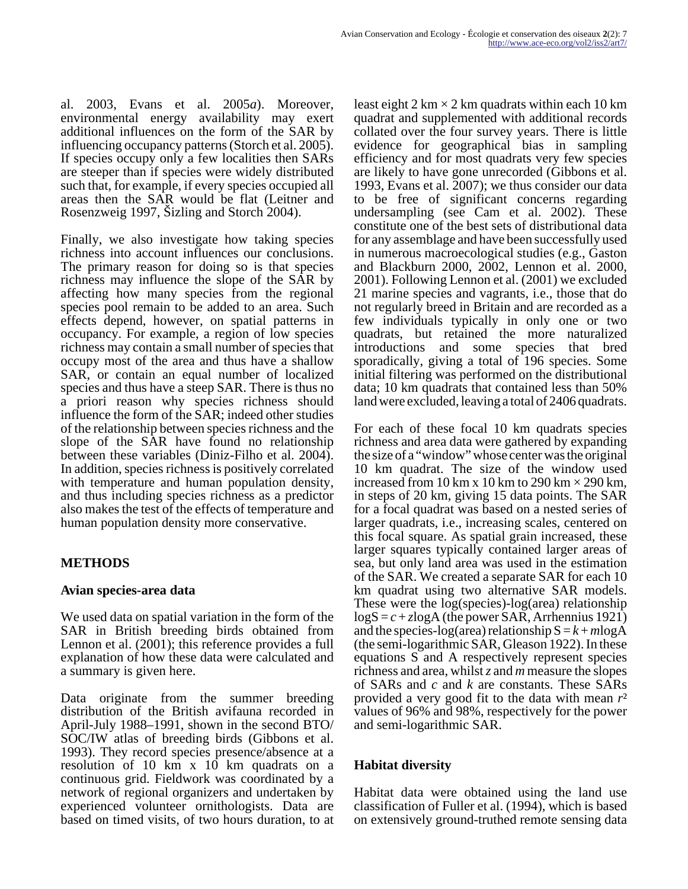al. 2003, Evans et al. 2005*a*). Moreover, environmental energy availability may exert additional influences on the form of the SAR by influencing occupancy patterns (Storch et al. 2005). If species occupy only a few localities then SARs are steeper than if species were widely distributed such that, for example, if every species occupied all areas then the SAR would be flat (Leitner and Rosenzweig 1997, Šizling and Storch 2004).

Finally, we also investigate how taking species richness into account influences our conclusions. The primary reason for doing so is that species richness may influence the slope of the SAR by affecting how many species from the regional species pool remain to be added to an area. Such effects depend, however, on spatial patterns in occupancy. For example, a region of low species richness may contain a small number of species that occupy most of the area and thus have a shallow SAR, or contain an equal number of localized species and thus have a steep SAR. There is thus no a priori reason why species richness should influence the form of the SAR; indeed other studies of the relationship between species richness and the slope of the SAR have found no relationship between these variables (Diniz-Filho et al. 2004). In addition, species richness is positively correlated with temperature and human population density, and thus including species richness as a predictor also makes the test of the effects of temperature and human population density more conservative.

## METHODS

### Avian species-area data

We used data on spatial variation in the form of the SAR in British breeding birds obtained from Lennon et al. (2001); this reference provides a full explanation of how these data were calculated and a summary is given here.

Data originate from the summer breeding distribution of the British avifauna recorded in April-July 1988–1991, shown in the second BTO/SOC/IW atlas of breeding birds (Gibbons et al. 1993). They record species presence/absence at a resolution of 10 km x 10 km quadrats on a continuous grid. Fieldwork was coordinated by a network of regional organizers and undertaken by experienced volunteer ornithologists. Data are based on timed visits, of two hours duration, to at least eight 2 km × 2 km quadrats within each 10 km quadrat and supplemented with additional records collated over the four survey years. There is little evidence for geographical bias in sampling efficiency and for most quadrats very few species are likely to have gone unrecorded (Gibbons et al. 1993, Evans et al. 2007); we thus consider our data to be free of significant concerns regarding undersampling (see Cam et al. 2002). These constitute one of the best sets of distributional data for any assemblage and have been successfully used in numerous macroecological studies (e.g., Gaston and Blackburn 2000, 2002, Lennon et al. 2000, 2001). Following Lennon et al. (2001) we excluded 21 marine species and vagrants, i.e., those that do not regularly breed in Britain and are recorded as a few individuals typically in only one or two quadrats, but retained the more naturalized introductions and some species that bred sporadically, giving a total of 196 species. Some initial filtering was performed on the distributional data; 10 km quadrats that contained less than 50% land were excluded, leaving a total of 2406 quadrats.

For each of these focal 10 km quadrats species richness and area data were gathered by expanding the size of a "window" whose center was the original 10 km quadrat. The size of the window used increased from 10 km x 10 km to 290 km × 290 km, in steps of 20 km, giving 15 data points. The SAR for a focal quadrat was based on a nested series of larger quadrats, i.e., increasing scales, centered on this focal square. As spatial grain increased, these larger squares typically contained larger areas of sea, but only land area was used in the estimation of the SAR. We created a separate SAR for each 10 km quadrat using two alternative SAR models. These were the log(species)-log(area) relationship $\log S = c + z \log A$ (the power SAR, Arrhennius 1921) and the species-log(area) relationship $S = k + m \log A$ (the semi-logarithmic SAR, Gleason 1922). In these equations S and A respectively represent species richness and area, whilst $z$ and $m$ measure the slopes of SARs and $c$ and $k$ are constants. These SARs provided a very good fit to the data with mean $r^2$ values of 96% and 98%, respectively for the power and semi-logarithmic SAR.

### Habitat diversity

Habitat data were obtained using the land use classification of Fuller et al. (1994), which is based on extensively ground-truthed remote sensing data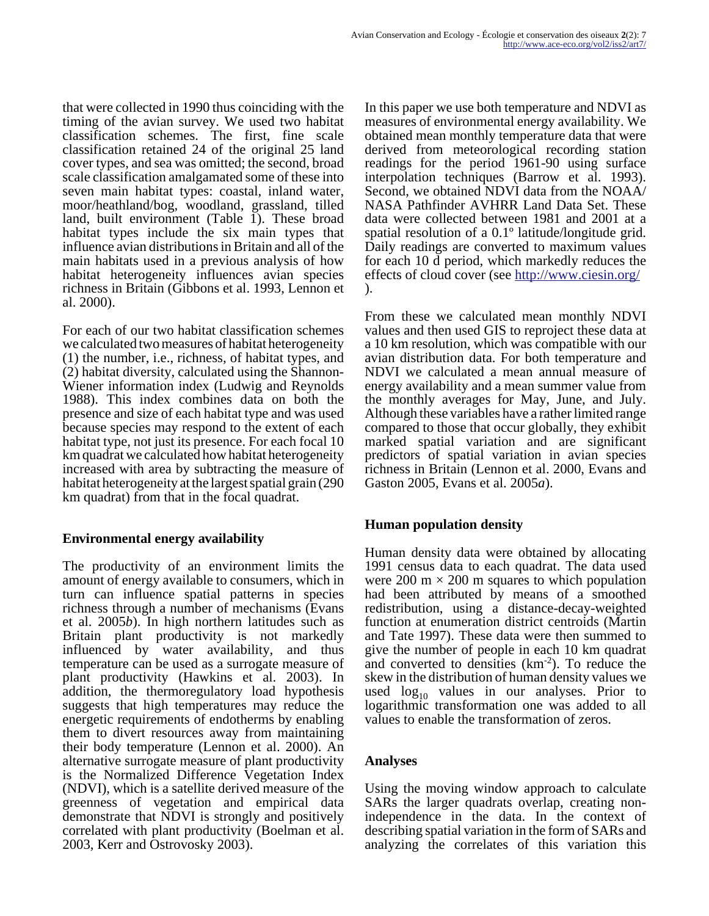that were collected in 1990 thus coinciding with the timing of the avian survey. We used two habitat classification schemes. The first, fine scale classification retained 24 of the original 25 land cover types, and sea was omitted; the second, broad scale classification amalgamated some of these into seven main habitat types: coastal, inland water, moor/heathland/bog, woodland, grassland, tilled land, built environment (Table 1). These broad habitat types include the six main types that influence avian distributions in Britain and all of the main habitats used in a previous analysis of how habitat heterogeneity influences avian species richness in Britain (Gibbons et al. 1993, Lennon et al. 2000).

For each of our two habitat classification schemes we calculated two measures of habitat heterogeneity (1) the number, i.e., richness, of habitat types, and (2) habitat diversity, calculated using the Shannon-Wiener information index (Ludwig and Reynolds 1988). This index combines data on both the presence and size of each habitat type and was used because species may respond to the extent of each habitat type, not just its presence. For each focal 10 km quadrat we calculated how habitat heterogeneity increased with area by subtracting the measure of habitat heterogeneity at the largest spatial grain (290 km quadrat) from that in the focal quadrat.

### Environmental energy availability

The productivity of an environment limits the amount of energy available to consumers, which in turn can influence spatial patterns in species richness through a number of mechanisms (Evans et al. 2005*b*). In high northern latitudes such as Britain plant productivity is not markedly influenced by water availability, and thus temperature can be used as a surrogate measure of plant productivity (Hawkins et al. 2003). In addition, the thermoregulatory load hypothesis suggests that high temperatures may reduce the energetic requirements of endotherms by enabling them to divert resources away from maintaining their body temperature (Lennon et al. 2000). An alternative surrogate measure of plant productivity is the Normalized Difference Vegetation Index (NDVI), which is a satellite derived measure of the greenness of vegetation and empirical data demonstrate that NDVI is strongly and positively correlated with plant productivity (Boelman et al. 2003, Kerr and Ostrovosky 2003).

In this paper we use both temperature and NDVI as measures of environmental energy availability. We obtained mean monthly temperature data that were derived from meteorological recording station readings for the period 1961-90 using surface interpolation techniques (Barrow et al. 1993). Second, we obtained NDVI data from the NOAA/NASA Pathfinder AVHRR Land Data Set. These data were collected between 1981 and 2001 at a spatial resolution of a 0.1º latitude/longitude grid. Daily readings are converted to maximum values for each 10 d period, which markedly reduces the effects of cloud cover (see http://www.ciesin.org/).

From these we calculated mean monthly NDVI values and then used GIS to reproject these data at a 10 km resolution, which was compatible with our avian distribution data. For both temperature and NDVI we calculated a mean annual measure of energy availability and a mean summer value from the monthly averages for May, June, and July. Although these variables have a rather limited range compared to those that occur globally, they exhibit marked spatial variation and are significant predictors of spatial variation in avian species richness in Britain (Lennon et al. 2000, Evans and Gaston 2005, Evans et al. 2005*a*).

### Human population density

Human density data were obtained by allocating 1991 census data to each quadrat. The data used were 200 m × 200 m squares to which population had been attributed by means of a smoothed redistribution, using a distance-decay-weighted function at enumeration district centroids (Martin and Tate 1997). These data were then summed to give the number of people in each 10 km quadrat and converted to densities ($km^{-2}$). To reduce the skew in the distribution of human density values we used $log_{10}$ values in our analyses. Prior to logarithmic transformation one was added to all values to enable the transformation of zeros.

### Analyses

Using the moving window approach to calculate SARs the larger quadrats overlap, creating non-independence in the data. In the context of describing spatial variation in the form of SARs and analyzing the correlates of this variation this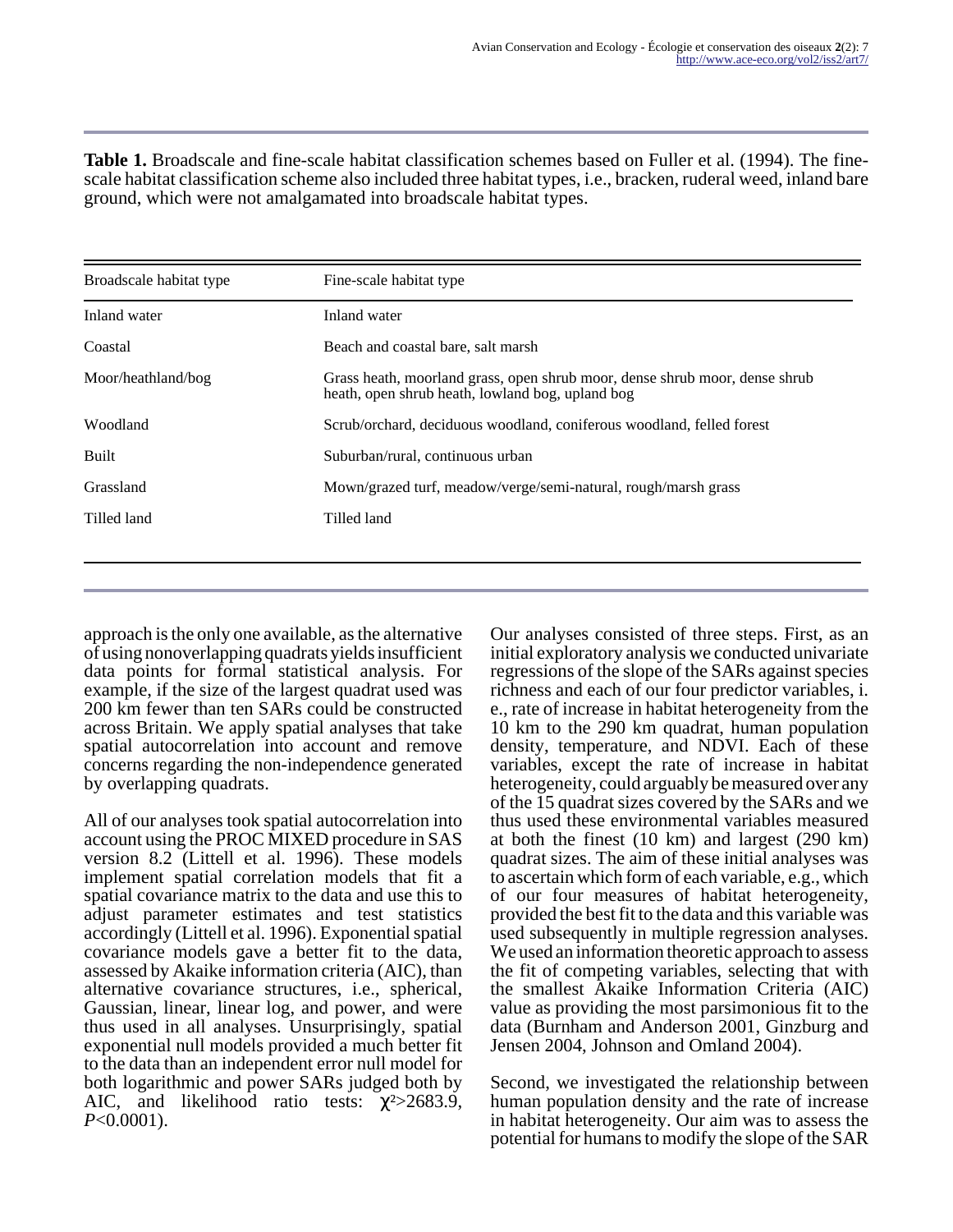**Table 1.** Broadscale and fine-scale habitat classification schemes based on Fuller et al. (1994). The fine-scale habitat classification scheme also included three habitat types, i.e., bracken, ruderal weed, inland bare ground, which were not amalgamated into broadscale habitat types.

| Broadscale habitat type | Fine-scale habitat type |
|---|---|
| Inland water | Inland water |
| Coastal | Beach and coastal bare, salt marsh |
| Moor/heathland/bog | Grass heath, moorland grass, open shrub moor, dense shrub moor, dense shrub heath, open shrub heath, lowland bog, upland bog |
| Woodland | Scrub/orchard, deciduous woodland, coniferous woodland, felled forest |
| Built | Suburban/rural, continuous urban |
| Grassland | Mown/grazed turf, meadow/verge/semi-natural, rough/marsh grass |
| Tilled land | Tilled land |

approach is the only one available, as the alternative of using nonoverlapping quadrats yields insufficient data points for formal statistical analysis. For example, if the size of the largest quadrat used was 200 km fewer than ten SARs could be constructed across Britain. We apply spatial analyses that take spatial autocorrelation into account and remove concerns regarding the non-independence generated by overlapping quadrats.

All of our analyses took spatial autocorrelation into account using the PROC MIXED procedure in SAS version 8.2 (Littell et al. 1996). These models implement spatial correlation models that fit a spatial covariance matrix to the data and use this to adjust parameter estimates and test statistics accordingly (Littell et al. 1996). Exponential spatial covariance models gave a better fit to the data, assessed by Akaike information criteria (AIC), than alternative covariance structures, i.e., spherical, Gaussian, linear, linear log, and power, and were thus used in all analyses. Unsurprisingly, spatial exponential null models provided a much better fit to the data than an independent error null model for both logarithmic and power SARs judged both by AIC, and likelihood ratio tests: $\chi^2$>2683.9, *P*<0.0001).

Our analyses consisted of three steps. First, as an initial exploratory analysis we conducted univariate regressions of the slope of the SARs against species richness and each of our four predictor variables, i. e., rate of increase in habitat heterogeneity from the 10 km to the 290 km quadrat, human population density, temperature, and NDVI. Each of these variables, except the rate of increase in habitat heterogeneity, could arguably be measured over any of the 15 quadrat sizes covered by the SARs and we thus used these environmental variables measured at both the finest (10 km) and largest (290 km) quadrat sizes. The aim of these initial analyses was to ascertain which form of each variable, e.g., which of our four measures of habitat heterogeneity, provided the best fit to the data and this variable was used subsequently in multiple regression analyses. We used an information theoretic approach to assess the fit of competing variables, selecting that with the smallest Akaike Information Criteria (AIC) value as providing the most parsimonious fit to the data (Burnham and Anderson 2001, Ginzburg and Jensen 2004, Johnson and Omland 2004).

Second, we investigated the relationship between human population density and the rate of increase in habitat heterogeneity. Our aim was to assess the potential for humans to modify the slope of the SAR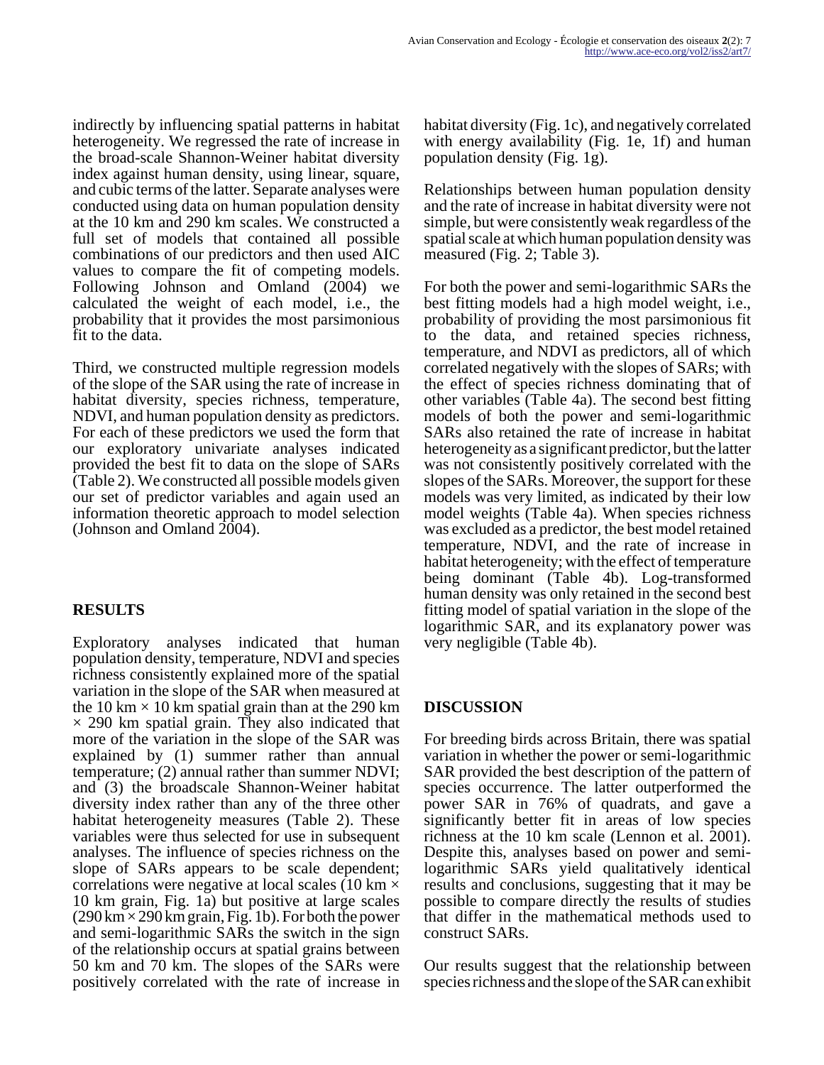indirectly by influencing spatial patterns in habitat heterogeneity. We regressed the rate of increase in the broad-scale Shannon-Weiner habitat diversity index against human density, using linear, square, and cubic terms of the latter. Separate analyses were conducted using data on human population density at the 10 km and 290 km scales. We constructed a full set of models that contained all possible combinations of our predictors and then used AIC values to compare the fit of competing models. Following Johnson and Omland (2004) we calculated the weight of each model, i.e., the probability that it provides the most parsimonious fit to the data.

Third, we constructed multiple regression models of the slope of the SAR using the rate of increase in habitat diversity, species richness, temperature, NDVI, and human population density as predictors. For each of these predictors we used the form that our exploratory univariate analyses indicated provided the best fit to data on the slope of SARs (Table 2). We constructed all possible models given our set of predictor variables and again used an information theoretic approach to model selection (Johnson and Omland 2004).

## RESULTS

Exploratory analyses indicated that human population density, temperature, NDVI and species richness consistently explained more of the spatial variation in the slope of the SAR when measured at the 10 km × 10 km spatial grain than at the 290 km × 290 km spatial grain. They also indicated that more of the variation in the slope of the SAR was explained by (1) summer rather than annual temperature; (2) annual rather than summer NDVI; and (3) the broadscale Shannon-Weiner habitat diversity index rather than any of the three other habitat heterogeneity measures (Table 2). These variables were thus selected for use in subsequent analyses. The influence of species richness on the slope of SARs appears to be scale dependent; correlations were negative at local scales (10 km × 10 km grain, Fig. 1a) but positive at large scales (290 km × 290 km grain, Fig. 1b). For both the power and semi-logarithmic SARs the switch in the sign of the relationship occurs at spatial grains between 50 km and 70 km. The slopes of the SARs were positively correlated with the rate of increase in habitat diversity (Fig. 1c), and negatively correlated with energy availability (Fig. 1e, 1f) and human population density (Fig. 1g).

Relationships between human population density and the rate of increase in habitat diversity were not simple, but were consistently weak regardless of the spatial scale at which human population density was measured (Fig. 2; Table 3).

For both the power and semi-logarithmic SARs the best fitting models had a high model weight, i.e., probability of providing the most parsimonious fit to the data, and retained species richness, temperature, and NDVI as predictors, all of which correlated negatively with the slopes of SARs; with the effect of species richness dominating that of other variables (Table 4a). The second best fitting models of both the power and semi-logarithmic SARs also retained the rate of increase in habitat heterogeneity as a significant predictor, but the latter was not consistently positively correlated with the slopes of the SARs. Moreover, the support for these models was very limited, as indicated by their low model weights (Table 4a). When species richness was excluded as a predictor, the best model retained temperature, NDVI, and the rate of increase in habitat heterogeneity; with the effect of temperature being dominant (Table 4b). Log-transformed human density was only retained in the second best fitting model of spatial variation in the slope of the logarithmic SAR, and its explanatory power was very negligible (Table 4b).

## DISCUSSION

For breeding birds across Britain, there was spatial variation in whether the power or semi-logarithmic SAR provided the best description of the pattern of species occurrence. The latter outperformed the power SAR in 76% of quadrats, and gave a significantly better fit in areas of low species richness at the 10 km scale (Lennon et al. 2001). Despite this, analyses based on power and semi-logarithmic SARs yield qualitatively identical results and conclusions, suggesting that it may be possible to compare directly the results of studies that differ in the mathematical methods used to construct SARs.

Our results suggest that the relationship between species richness and the slope of the SAR can exhibit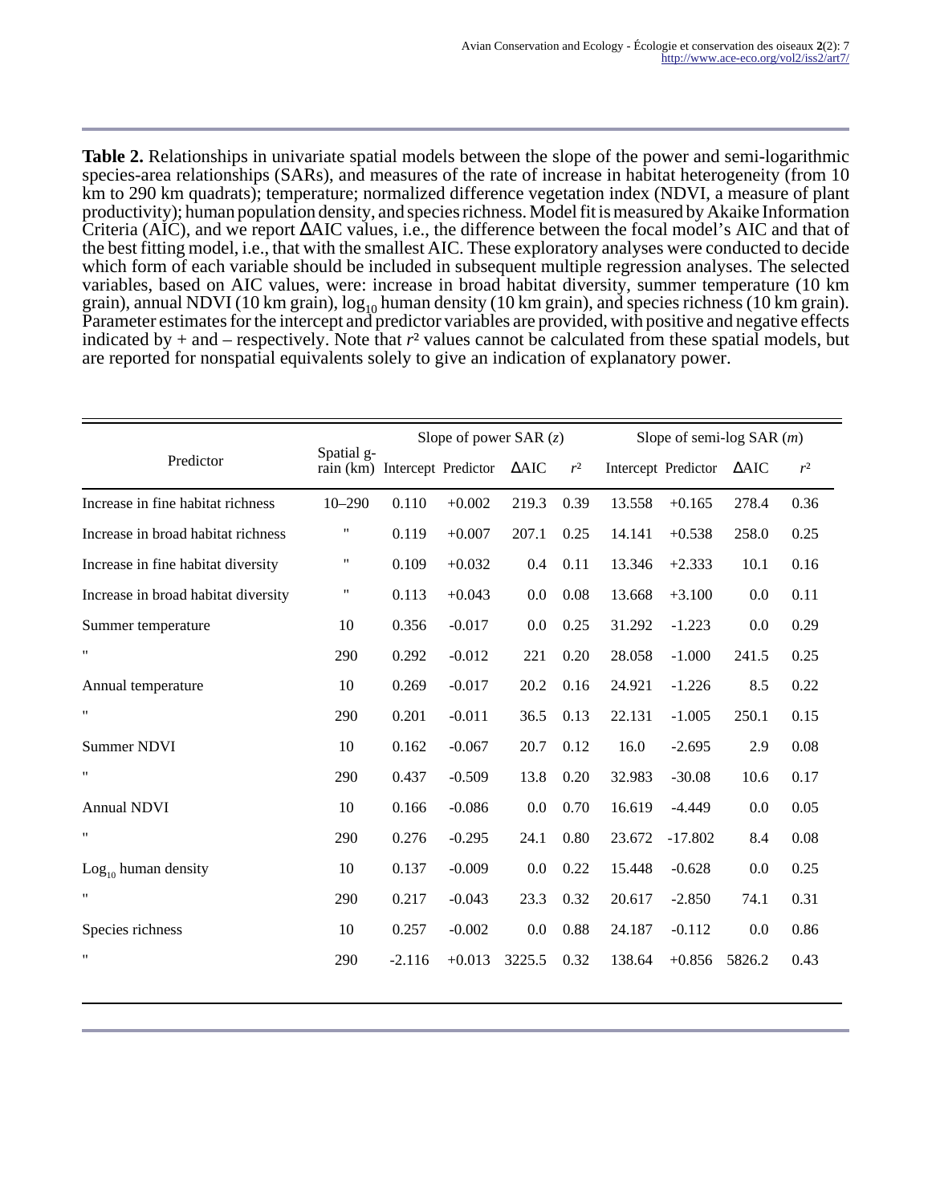**Table 2.** Relationships in univariate spatial models between the slope of the power and semi-logarithmic species-area relationships (SARs), and measures of the rate of increase in habitat heterogeneity (from 10 km to 290 km quadrats); temperature; normalized difference vegetation index (NDVI, a measure of plant productivity); human population density, and species richness. Model fit is measured by Akaike Information Criteria (AIC), and we report ΔAIC values, i.e., the difference between the focal model's AIC and that of the best fitting model, i.e., that with the smallest AIC. These exploratory analyses were conducted to decide which form of each variable should be included in subsequent multiple regression analyses. The selected variables, based on AIC values, were: increase in broad habitat diversity, summer temperature (10 km grain), annual NDVI (10 km grain), $\log_{10}$ human density (10 km grain), and species richness (10 km grain). Parameter estimates for the intercept and predictor variables are provided, with positive and negative effects indicated by + and – respectively. Note that $r^2$ values cannot be calculated from these spatial models, but are reported for nonspatial equivalents solely to give an indication of explanatory power.

| Predictor | Spatial grain (km) | Slope of power SAR (*z*) | | | | Slope of semi-log SAR (*m*) | | | |
|---|---|---|---|---|---|---|---|---|---|
| | | Intercept | Predictor | ΔAIC | $r^2$ | Intercept | Predictor | ΔAIC | $r^2$ |
| Increase in fine habitat richness | 10–290 | 0.110 | +0.002 | 219.3 | 0.39 | 13.558 | +0.165 | 278.4 | 0.36 |
| Increase in broad habitat richness | " | 0.119 | +0.007 | 207.1 | 0.25 | 14.141 | +0.538 | 258.0 | 0.25 |
| Increase in fine habitat diversity | " | 0.109 | +0.032 | 0.4 | 0.11 | 13.346 | +2.333 | 10.1 | 0.16 |
| Increase in broad habitat diversity | " | 0.113 | +0.043 | 0.0 | 0.08 | 13.668 | +3.100 | 0.0 | 0.11 |
| Summer temperature | 10 | 0.356 | -0.017 | 0.0 | 0.25 | 31.292 | -1.223 | 0.0 | 0.29 |
| " | 290 | 0.292 | -0.012 | 221 | 0.20 | 28.058 | -1.000 | 241.5 | 0.25 |
| Annual temperature | 10 | 0.269 | -0.017 | 20.2 | 0.16 | 24.921 | -1.226 | 8.5 | 0.22 |
| " | 290 | 0.201 | -0.011 | 36.5 | 0.13 | 22.131 | -1.005 | 250.1 | 0.15 |
| Summer NDVI | 10 | 0.162 | -0.067 | 20.7 | 0.12 | 16.0 | -2.695 | 2.9 | 0.08 |
| " | 290 | 0.437 | -0.509 | 13.8 | 0.20 | 32.983 | -30.08 | 10.6 | 0.17 |
| Annual NDVI | 10 | 0.166 | -0.086 | 0.0 | 0.70 | 16.619 | -4.449 | 0.0 | 0.05 |
| " | 290 | 0.276 | -0.295 | 24.1 | 0.80 | 23.672 | -17.802 | 8.4 | 0.08 |
| $\text{Log}_{10}$ human density | 10 | 0.137 | -0.009 | 0.0 | 0.22 | 15.448 | -0.628 | 0.0 | 0.25 |
| " | 290 | 0.217 | -0.043 | 23.3 | 0.32 | 20.617 | -2.850 | 74.1 | 0.31 |
| Species richness | 10 | 0.257 | -0.002 | 0.0 | 0.88 | 24.187 | -0.112 | 0.0 | 0.86 |
| " | 290 | -2.116 | +0.013 | 3225.5 | 0.32 | 138.64 | +0.856 | 5826.2 | 0.43 |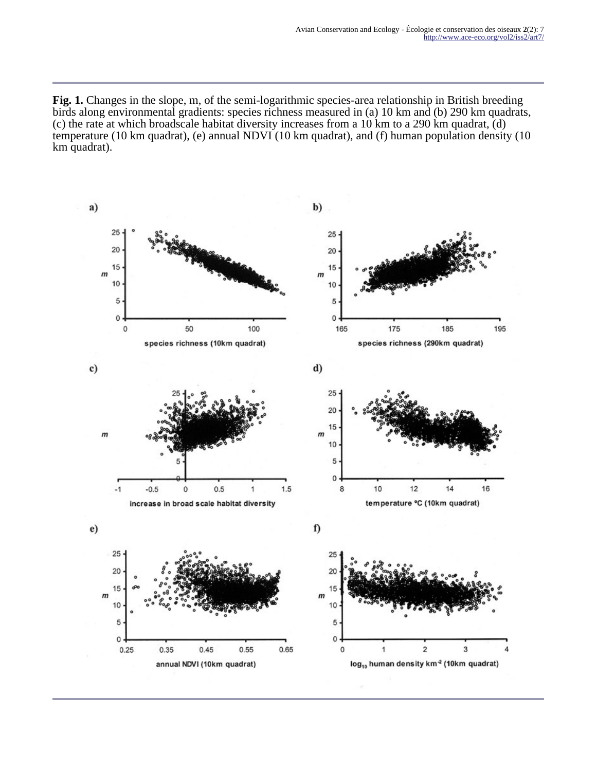**Fig. 1.** Changes in the slope, m, of the semi-logarithmic species-area relationship in British breeding birds along environmental gradients: species richness measured in (a) 10 km and (b) 290 km quadrats, (c) the rate at which broadscale habitat diversity increases from a 10 km to a 290 km quadrat, (d) temperature (10 km quadrat), (e) annual NDVI (10 km quadrat), and (f) human population density (10 km quadrat).

a)

$m$

25
20
15
10
5
0

0
50
100

species richness (10km quadrat)

b)

$m$

25
20
15
10
5
0

165
175
185
195

species richness (290km quadrat)

c)

$m$

25
5
0

-1
-0.5
0
0.5
1
1.5

increase in broad scale habitat diversity

d)

$m$

25
20
15
10
5
0

8
10
12
14
16

temperature °C (10km quadrat)

e)

$m$

25
20
15
10
5
0

0.25
0.35
0.45
0.55
0.65

annual NDVI (10km quadrat)

f)

$m$

25
20
15
10
5
0

0
1
2
3
4

$\log_{10}$ human density $km^{-2}$ (10km quadrat)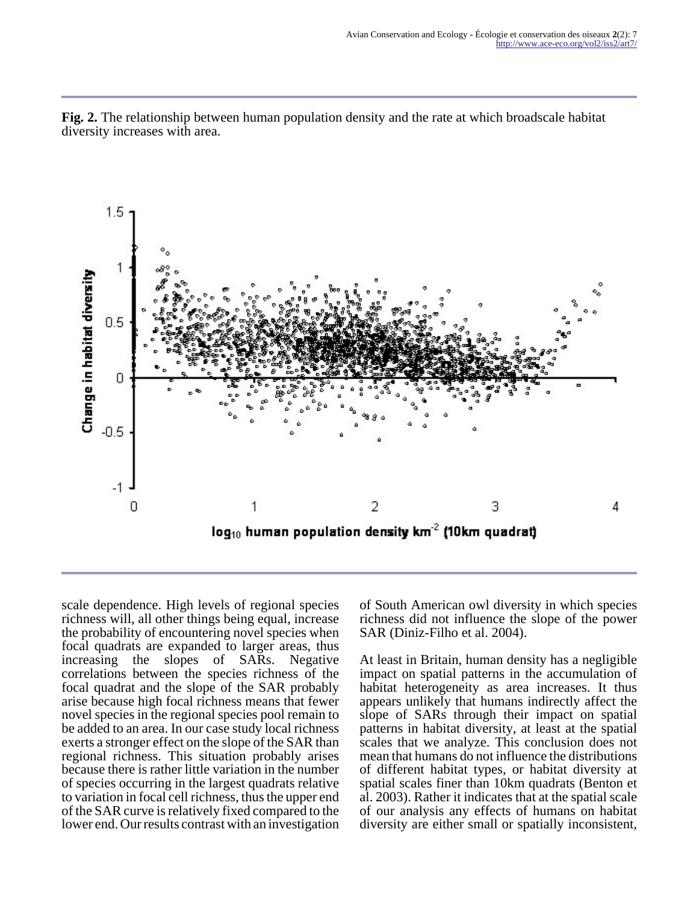**Fig. 2.** The relationship between human population density and the rate at which broadscale habitat diversity increases with area.

Change in habitat diversity

1.5
1
0.5
0
-0.5
-1

0
1
2
3
4

$\log_{10}$ human population density km$^{-2}$ (10km quadrat)

scale dependence. High levels of regional species richness will, all other things being equal, increase the probability of encountering novel species when focal quadrats are expanded to larger areas, thus increasing the slopes of SARs. Negative correlations between the species richness of the focal quadrat and the slope of the SAR probably arise because high focal richness means that fewer novel species in the regional species pool remain to be added to an area. In our case study local richness exerts a stronger effect on the slope of the SAR than regional richness. This situation probably arises because there is rather little variation in the number of species occurring in the largest quadrats relative to variation in focal cell richness, thus the upper end of the SAR curve is relatively fixed compared to the lower end. Our results contrast with an investigation of South American owl diversity in which species richness did not influence the slope of the power SAR (Diniz-Filho et al. 2004).

At least in Britain, human density has a negligible impact on spatial patterns in the accumulation of habitat heterogeneity as area increases. It thus appears unlikely that humans indirectly affect the slope of SARs through their impact on spatial patterns in habitat diversity, at least at the spatial scales that we analyze. This conclusion does not mean that humans do not influence the distributions of different habitat types, or habitat diversity at spatial scales finer than 10km quadrats (Benton et al. 2003). Rather it indicates that at the spatial scale of our analysis any effects of humans on habitat diversity are either small or spatially inconsistent,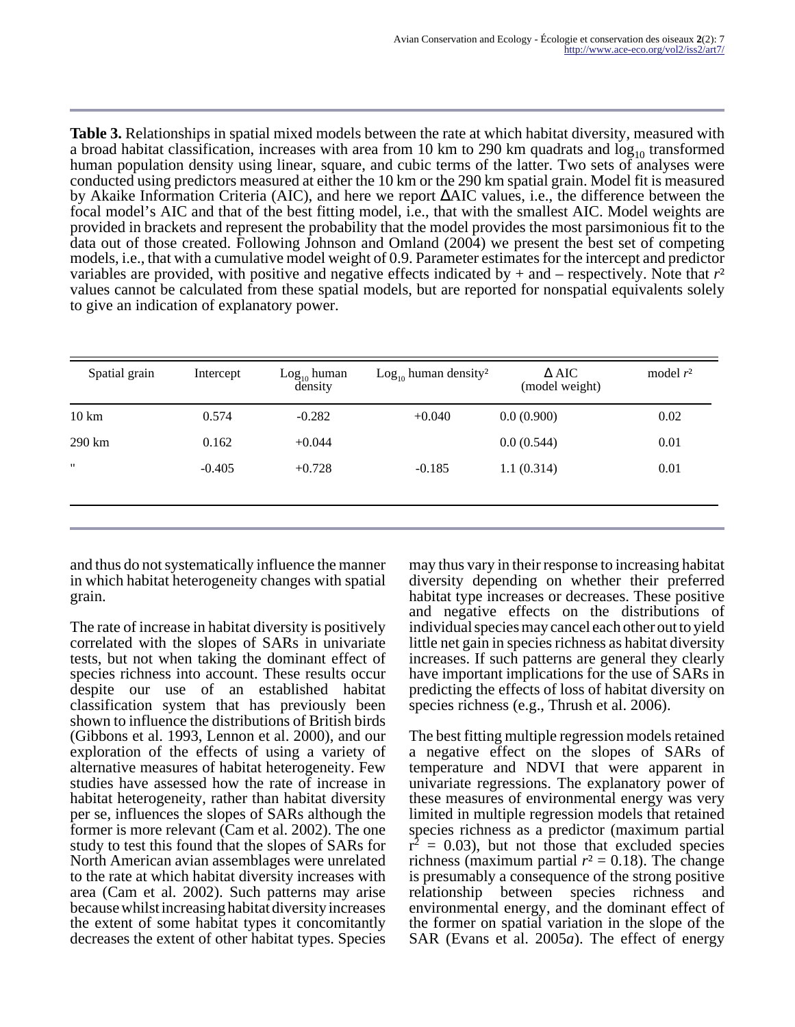**Table 3.** Relationships in spatial mixed models between the rate at which habitat diversity, measured with a broad habitat classification, increases with area from 10 km to 290 km quadrats and $\log_{10}$ transformed human population density using linear, square, and cubic terms of the latter. Two sets of analyses were conducted using predictors measured at either the 10 km or the 290 km spatial grain. Model fit is measured by Akaike Information Criteria (AIC), and here we report ΔAIC values, i.e., the difference between the focal model's AIC and that of the best fitting model, i.e., that with the smallest AIC. Model weights are provided in brackets and represent the probability that the model provides the most parsimonious fit to the data out of those created. Following Johnson and Omland (2004) we present the best set of competing models, i.e., that with a cumulative model weight of 0.9. Parameter estimates for the intercept and predictor variables are provided, with positive and negative effects indicated by + and – respectively. Note that $r^2$ values cannot be calculated from these spatial models, but are reported for nonspatial equivalents solely to give an indication of explanatory power.

| Spatial grain | Intercept | $\text{Log}_{10}$ human density | $\text{Log}_{10}$ human density² | Δ AIC (model weight) | model $r^2$ |
|---|---|---|---|---|---|
| 10 km | 0.574 | -0.282 | +0.040 | 0.0 (0.900) | 0.02 |
| 290 km | 0.162 | +0.044 | | 0.0 (0.544) | 0.01 |
| " | -0.405 | +0.728 | -0.185 | 1.1 (0.314) | 0.01 |

and thus do not systematically influence the manner in which habitat heterogeneity changes with spatial grain.

The rate of increase in habitat diversity is positively correlated with the slopes of SARs in univariate tests, but not when taking the dominant effect of species richness into account. These results occur despite our use of an established habitat classification system that has previously been shown to influence the distributions of British birds (Gibbons et al. 1993, Lennon et al. 2000), and our exploration of the effects of using a variety of alternative measures of habitat heterogeneity. Few studies have assessed how the rate of increase in habitat heterogeneity, rather than habitat diversity per se, influences the slopes of SARs although the former is more relevant (Cam et al. 2002). The one study to test this found that the slopes of SARs for North American avian assemblages were unrelated to the rate at which habitat diversity increases with area (Cam et al. 2002). Such patterns may arise because whilst increasing habitat diversity increases the extent of some habitat types it concomitantly decreases the extent of other habitat types. Species may thus vary in their response to increasing habitat diversity depending on whether their preferred habitat type increases or decreases. These positive and negative effects on the distributions of individual species may cancel each other out to yield little net gain in species richness as habitat diversity increases. If such patterns are general they clearly have important implications for the use of SARs in predicting the effects of loss of habitat diversity on species richness (e.g., Thrush et al. 2006).

The best fitting multiple regression models retained a negative effect on the slopes of SARs of temperature and NDVI that were apparent in univariate regressions. The explanatory power of these measures of environmental energy was very limited in multiple regression models that retained species richness as a predictor (maximum partial $r^2 = 0.03$), but not those that excluded species richness (maximum partial $r^2 = 0.18$). The change is presumably a consequence of the strong positive relationship between species richness and environmental energy, and the dominant effect of the former on spatial variation in the slope of the SAR (Evans et al. 2005*a*). The effect of energy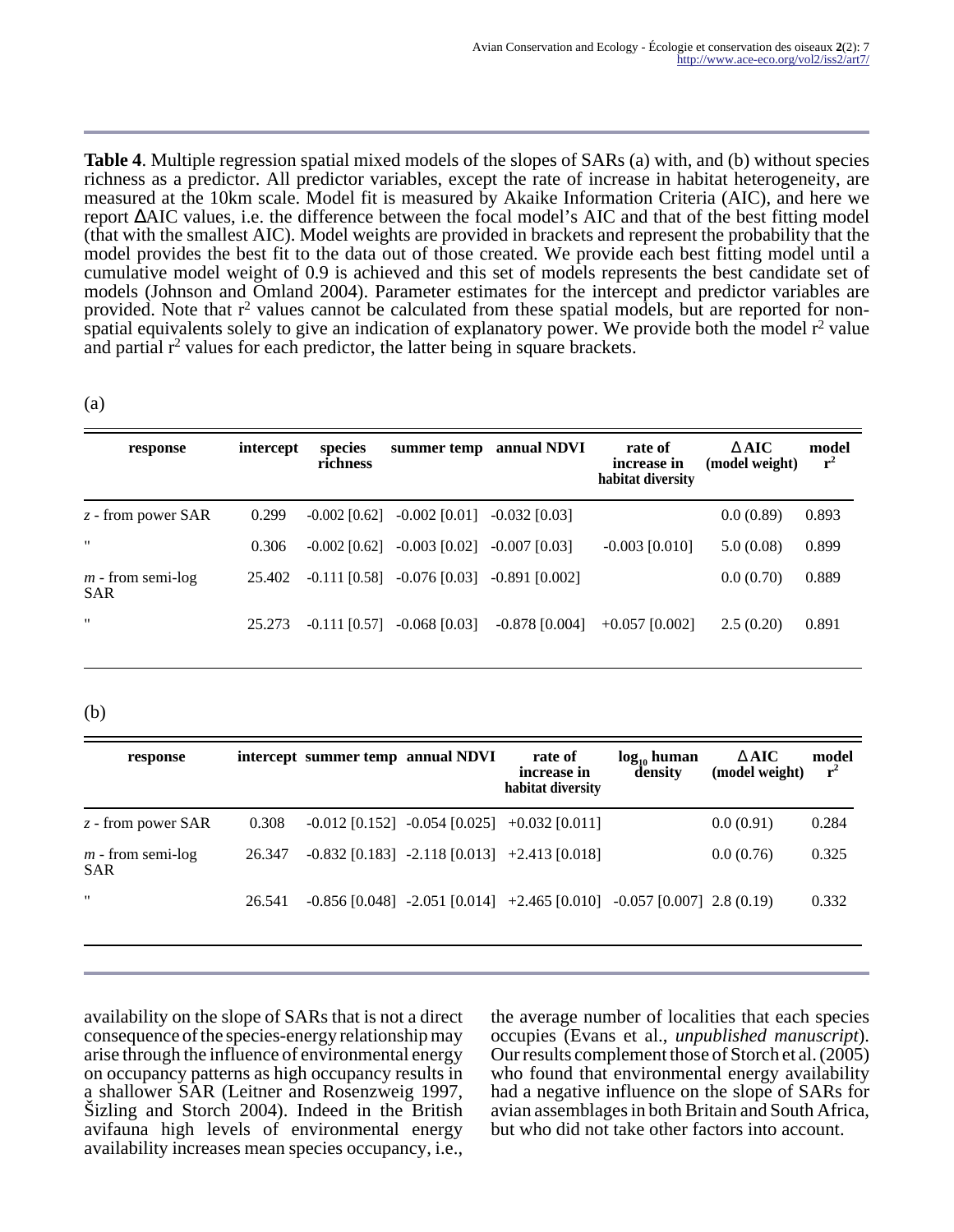**Table 4**. Multiple regression spatial mixed models of the slopes of SARs (a) with, and (b) without species richness as a predictor. All predictor variables, except the rate of increase in habitat heterogeneity, are measured at the 10km scale. Model fit is measured by Akaike Information Criteria (AIC), and here we report ΔAIC values, i.e. the difference between the focal model's AIC and that of the best fitting model (that with the smallest AIC). Model weights are provided in brackets and represent the probability that the model provides the best fit to the data out of those created. We provide each best fitting model until a cumulative model weight of 0.9 is achieved and this set of models represents the best candidate set of models (Johnson and Omland 2004). Parameter estimates for the intercept and predictor variables are provided. Note that $r^2$ values cannot be calculated from these spatial models, but are reported for non-spatial equivalents solely to give an indication of explanatory power. We provide both the model $r^2$ value and partial $r^2$ values for each predictor, the latter being in square brackets.

(a)

| response | intercept | species richness | summer temp | annual NDVI | rate of increase in habitat diversity | ΔAIC (model weight) | model $r^2$ |
|---|---|---|---|---|---|---|---|
| *z* - from power SAR | 0.299 | -0.002 [0.62] | -0.002 [0.01] | -0.032 [0.03] | | 0.0 (0.89) | 0.893 |
| " | 0.306 | -0.002 [0.62] | -0.003 [0.02] | -0.007 [0.03] | -0.003 [0.010] | 5.0 (0.08) | 0.899 |
| *m* - from semi-log SAR | 25.402 | -0.111 [0.58] | -0.076 [0.03] | -0.891 [0.002] | | 0.0 (0.70) | 0.889 |
| " | 25.273 | -0.111 [0.57] | -0.068 [0.03] | -0.878 [0.004] | +0.057 [0.002] | 2.5 (0.20) | 0.891 |

(b)

| response | intercept | summer temp | annual NDVI | rate of increase in habitat diversity | $\log_{10}$ human density | ΔAIC (model weight) | model $r^2$ |
|---|---|---|---|---|---|---|---|
| *z* - from power SAR | 0.308 | -0.012 [0.152] | -0.054 [0.025] | +0.032 [0.011] | | 0.0 (0.91) | 0.284 |
| *m* - from semi-log SAR | 26.347 | -0.832 [0.183] | -2.118 [0.013] | +2.413 [0.018] | | 0.0 (0.76) | 0.325 |
| " | 26.541 | -0.856 [0.048] | -2.051 [0.014] | +2.465 [0.010] | -0.057 [0.007] | 2.8 (0.19) | 0.332 |

availability on the slope of SARs that is not a direct consequence of the species-energy relationship may arise through the influence of environmental energy on occupancy patterns as high occupancy results in a shallower SAR (Leitner and Rosenzweig 1997, Šizling and Storch 2004). Indeed in the British avifauna high levels of environmental energy availability increases mean species occupancy, i.e., the average number of localities that each species occupies (Evans et al., *unpublished manuscript*). Our results complement those of Storch et al. (2005) who found that environmental energy availability had a negative influence on the slope of SARs for avian assemblages in both Britain and South Africa, but who did not take other factors into account.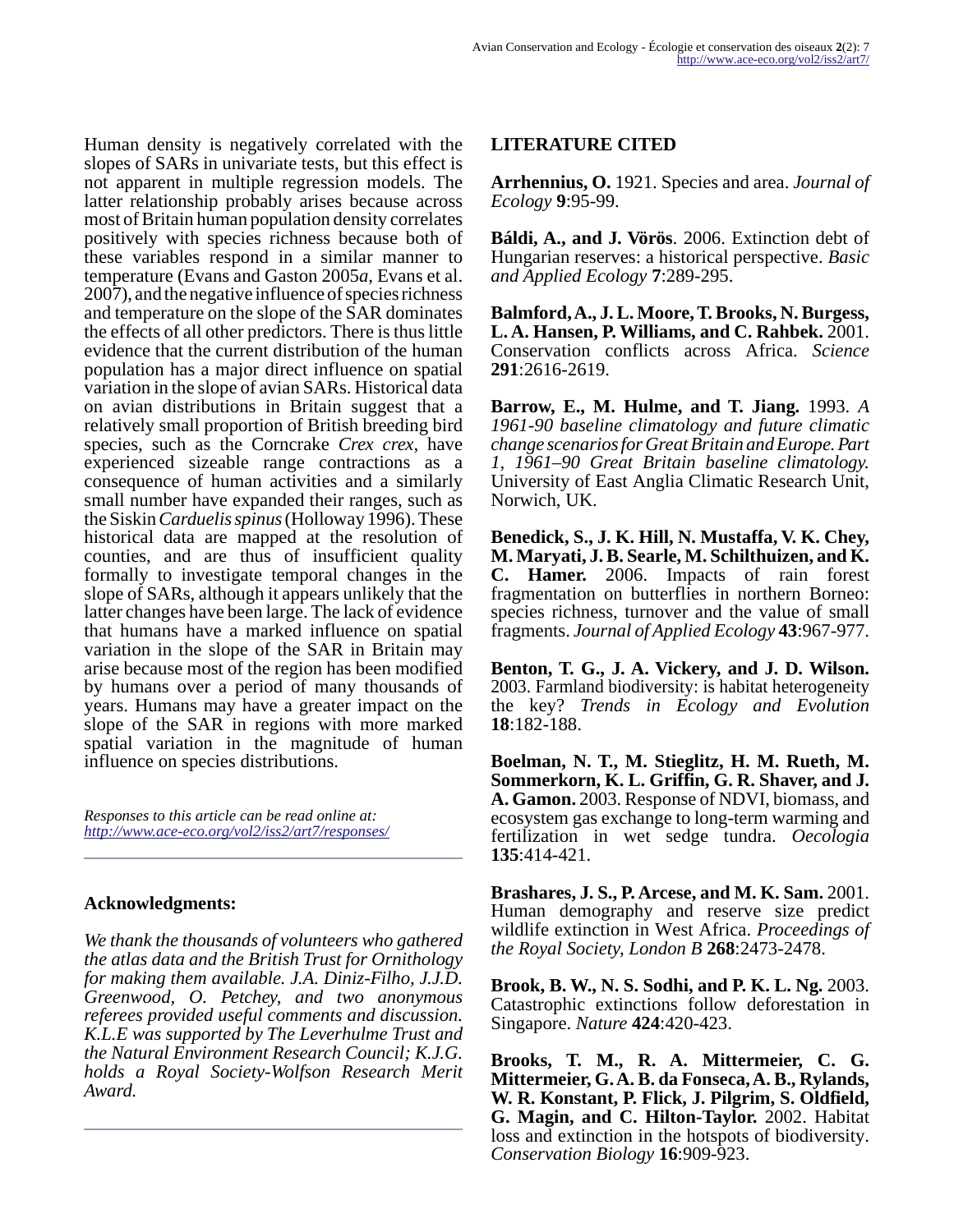Human density is negatively correlated with the slopes of SARs in univariate tests, but this effect is not apparent in multiple regression models. The latter relationship probably arises because across most of Britain human population density correlates positively with species richness because both of these variables respond in a similar manner to temperature (Evans and Gaston 2005*a*, Evans et al. 2007), and the negative influence of species richness and temperature on the slope of the SAR dominates the effects of all other predictors. There is thus little evidence that the current distribution of the human population has a major direct influence on spatial variation in the slope of avian SARs. Historical data on avian distributions in Britain suggest that a relatively small proportion of British breeding bird species, such as the Corncrake *Crex crex*, have experienced sizeable range contractions as a consequence of human activities and a similarly small number have expanded their ranges, such as the Siskin *Carduelis spinus* (Holloway 1996). These historical data are mapped at the resolution of counties, and are thus of insufficient quality formally to investigate temporal changes in the slope of SARs, although it appears unlikely that the latter changes have been large. The lack of evidence that humans have a marked influence on spatial variation in the slope of the SAR in Britain may arise because most of the region has been modified by humans over a period of many thousands of years. Humans may have a greater impact on the slope of the SAR in regions with more marked spatial variation in the magnitude of human influence on species distributions.

*Responses to this article can be read online at:*
*http://www.ace-eco.org/vol2/iss2/art7/responses/*

## Acknowledgments:

*We thank the thousands of volunteers who gathered the atlas data and the British Trust for Ornithology for making them available. J.A. Diniz-Filho, J.J.D. Greenwood, O. Petchey, and two anonymous referees provided useful comments and discussion. K.L.E was supported by The Leverhulme Trust and the Natural Environment Research Council; K.J.G. holds a Royal Society-Wolfson Research Merit Award.*

## LITERATURE CITED

**Arrhennius, O.** 1921. Species and area. *Journal of Ecology* **9**:95-99.

**Báldi, A., and J. Vörös**. 2006. Extinction debt of Hungarian reserves: a historical perspective. *Basic and Applied Ecology* **7**:289-295.

**Balmford, A., J. L. Moore, T. Brooks, N. Burgess, L. A. Hansen, P. Williams, and C. Rahbek.** 2001. Conservation conflicts across Africa. *Science* **291**:2616-2619.

**Barrow, E., M. Hulme, and T. Jiang.** 1993. *A 1961-90 baseline climatology and future climatic change scenarios for Great Britain and Europe. Part 1, 1961–90 Great Britain baseline climatology.* University of East Anglia Climatic Research Unit, Norwich, UK.

**Benedick, S., J. K. Hill, N. Mustaffa, V. K. Chey, M. Maryati, J. B. Searle, M. Schilthuizen, and K. C. Hamer.** 2006. Impacts of rain forest fragmentation on butterflies in northern Borneo: species richness, turnover and the value of small fragments. *Journal of Applied Ecology* **43**:967-977.

**Benton, T. G., J. A. Vickery, and J. D. Wilson.** 2003. Farmland biodiversity: is habitat heterogeneity the key? *Trends in Ecology and Evolution* **18**:182-188.

**Boelman, N. T., M. Stieglitz, H. M. Rueth, M. Sommerkorn, K. L. Griffin, G. R. Shaver, and J. A. Gamon.** 2003. Response of NDVI, biomass, and ecosystem gas exchange to long-term warming and fertilization in wet sedge tundra. *Oecologia* **135**:414-421.

**Brashares, J. S., P. Arcese, and M. K. Sam.** 2001. Human demography and reserve size predict wildlife extinction in West Africa. *Proceedings of the Royal Society, London B* **268**:2473-2478.

**Brook, B. W., N. S. Sodhi, and P. K. L. Ng.** 2003. Catastrophic extinctions follow deforestation in Singapore. *Nature* **424**:420-423.

**Brooks, T. M., R. A. Mittermeier, C. G. Mittermeier, G. A. B. da Fonseca, A. B., Rylands, W. R. Konstant, P. Flick, J. Pilgrim, S. Oldfield, G. Magin, and C. Hilton-Taylor.** 2002. Habitat loss and extinction in the hotspots of biodiversity. *Conservation Biology* **16**:909-923.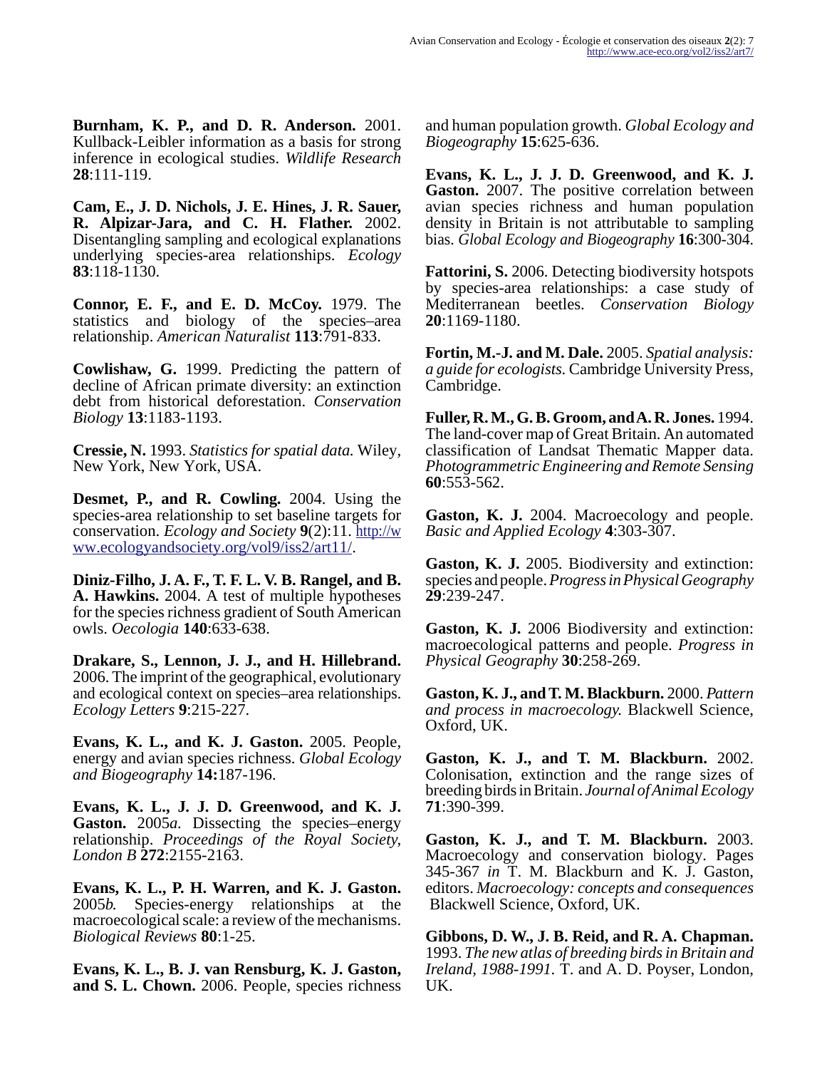**Burnham, K. P., and D. R. Anderson.** 2001. Kullback-Leibler information as a basis for strong inference in ecological studies. *Wildlife Research* **28**:111-119.

**Cam, E., J. D. Nichols, J. E. Hines, J. R. Sauer, R. Alpizar-Jara, and C. H. Flather.** 2002. Disentangling sampling and ecological explanations underlying species-area relationships. *Ecology* **83**:118-1130.

**Connor, E. F., and E. D. McCoy.** 1979. The statistics and biology of the species–area relationship. *American Naturalist* **113**:791-833.

**Cowlishaw, G.** 1999. Predicting the pattern of decline of African primate diversity: an extinction debt from historical deforestation. *Conservation Biology* **13**:1183-1193.

**Cressie, N.** 1993. *Statistics for spatial data.* Wiley, New York, New York, USA.

**Desmet, P., and R. Cowling.** 2004. Using the species-area relationship to set baseline targets for conservation. *Ecology and Society* **9**(2):11. http://www.ecologyandsociety.org/vol9/iss2/art11/.

**Diniz-Filho, J. A. F., T. F. L. V. B. Rangel, and B. A. Hawkins.** 2004. A test of multiple hypotheses for the species richness gradient of South American owls. *Oecologia* **140**:633-638.

**Drakare, S., Lennon, J. J., and H. Hillebrand.** 2006. The imprint of the geographical, evolutionary and ecological context on species–area relationships. *Ecology Letters* **9**:215-227.

**Evans, K. L., and K. J. Gaston.** 2005. People, energy and avian species richness. *Global Ecology and Biogeography* **14:**187-196.

**Evans, K. L., J. J. D. Greenwood, and K. J. Gaston.** 2005*a*. Dissecting the species–energy relationship. *Proceedings of the Royal Society, London B* **272**:2155-2163.

**Evans, K. L., P. H. Warren, and K. J. Gaston.** 2005*b*. Species-energy relationships at the macroecological scale: a review of the mechanisms. *Biological Reviews* **80**:1-25.

**Evans, K. L., B. J. van Rensburg, K. J. Gaston, and S. L. Chown.** 2006. People, species richness and human population growth. *Global Ecology and Biogeography* **15**:625-636.

**Evans, K. L., J. J. D. Greenwood, and K. J. Gaston.** 2007. The positive correlation between avian species richness and human population density in Britain is not attributable to sampling bias. *Global Ecology and Biogeography* **16**:300-304.

**Fattorini, S.** 2006. Detecting biodiversity hotspots by species-area relationships: a case study of Mediterranean beetles. *Conservation Biology* **20**:1169-1180.

**Fortin, M.-J. and M. Dale.** 2005. *Spatial analysis: a guide for ecologists.* Cambridge University Press, Cambridge.

**Fuller, R. M., G. B. Groom, and A. R. Jones.** 1994. The land-cover map of Great Britain. An automated classification of Landsat Thematic Mapper data. *Photogrammetric Engineering and Remote Sensing* **60**:553-562.

**Gaston, K. J.** 2004. Macroecology and people. *Basic and Applied Ecology* **4**:303-307.

**Gaston, K. J.** 2005. Biodiversity and extinction: species and people. *Progress in Physical Geography* **29**:239-247.

**Gaston, K. J.** 2006 Biodiversity and extinction: macroecological patterns and people. *Progress in Physical Geography* **30**:258-269.

**Gaston, K. J., and T. M. Blackburn.** 2000. *Pattern and process in macroecology.* Blackwell Science, Oxford, UK.

**Gaston, K. J., and T. M. Blackburn.** 2002. Colonisation, extinction and the range sizes of breeding birds in Britain. *Journal of Animal Ecology* **71**:390-399.

**Gaston, K. J., and T. M. Blackburn.** 2003. Macroecology and conservation biology. Pages 345-367 *in* T. M. Blackburn and K. J. Gaston, editors. *Macroecology: concepts and consequences* Blackwell Science, Oxford, UK.

**Gibbons, D. W., J. B. Reid, and R. A. Chapman.** 1993. *The new atlas of breeding birds in Britain and Ireland, 1988-1991.* T. and A. D. Poyser, London, UK.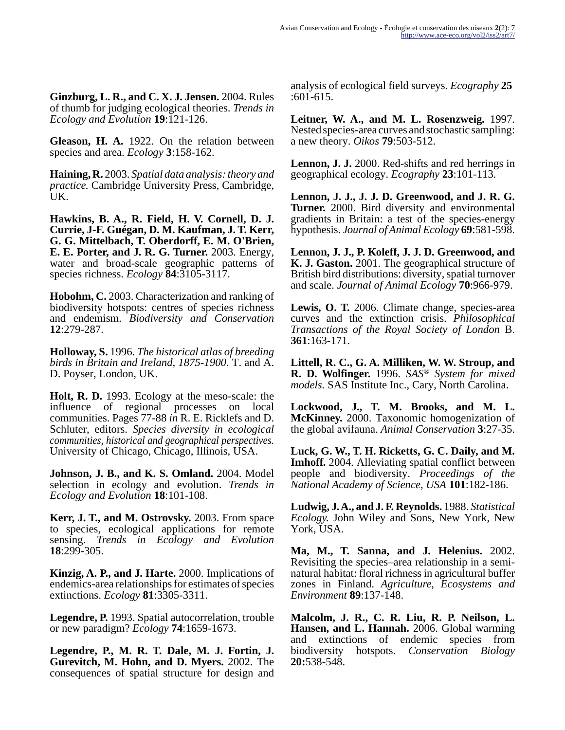**Ginzburg, L. R., and C. X. J. Jensen.** 2004. Rules of thumb for judging ecological theories. *Trends in Ecology and Evolution* **19**:121-126.

**Gleason, H. A.** 1922. On the relation between species and area. *Ecology* **3**:158-162.

**Haining, R.** 2003. *Spatial data analysis: theory and practice.* Cambridge University Press, Cambridge, UK.

**Hawkins, B. A., R. Field, H. V. Cornell, D. J. Currie, J-F. Guégan, D. M. Kaufman, J. T. Kerr, G. G. Mittelbach, T. Oberdorff, E. M. O'Brien, E. E. Porter, and J. R. G. Turner.** 2003. Energy, water and broad-scale geographic patterns of species richness. *Ecology* **84**:3105-3117.

**Hobohm, C.** 2003. Characterization and ranking of biodiversity hotspots: centres of species richness and endemism. *Biodiversity and Conservation* **12**:279-287.

**Holloway, S.** 1996. *The historical atlas of breeding birds in Britain and Ireland, 1875-1900.* T. and A. D. Poyser, London, UK.

**Holt, R. D.** 1993. Ecology at the meso-scale: the influence of regional processes on local communities. Pages 77-88 *in* R. E. Ricklefs and D. Schluter, editors. *Species diversity in ecological communities, historical and geographical perspectives.* University of Chicago, Chicago, Illinois, USA.

**Johnson, J. B., and K. S. Omland.** 2004. Model selection in ecology and evolution. *Trends in Ecology and Evolution* **18**:101-108.

**Kerr, J. T., and M. Ostrovsky.** 2003. From space to species, ecological applications for remote sensing. *Trends in Ecology and Evolution* **18**:299-305.

**Kinzig, A. P., and J. Harte.** 2000. Implications of endemics-area relationships for estimates of species extinctions. *Ecology* **81**:3305-3311.

**Legendre, P.** 1993. Spatial autocorrelation, trouble or new paradigm? *Ecology* **74**:1659-1673.

**Legendre, P., M. R. T. Dale, M. J. Fortin, J. Gurevitch, M. Hohn, and D. Myers.** 2002. The consequences of spatial structure for design and analysis of ecological field surveys. *Ecography* **25**:601-615.

**Leitner, W. A., and M. L. Rosenzweig.** 1997. Nested species-area curves and stochastic sampling: a new theory. *Oikos* **79**:503-512.

**Lennon, J. J.** 2000. Red-shifts and red herrings in geographical ecology. *Ecography* **23**:101-113.

**Lennon, J. J., J. J. D. Greenwood, and J. R. G. Turner.** 2000. Bird diversity and environmental gradients in Britain: a test of the species-energy hypothesis. *Journal of Animal Ecology* **69**:581-598.

**Lennon, J. J., P. Koleff, J. J. D. Greenwood, and K. J. Gaston.** 2001. The geographical structure of British bird distributions: diversity, spatial turnover and scale. *Journal of Animal Ecology* **70**:966-979.

**Lewis, O. T.** 2006. Climate change, species-area curves and the extinction crisis. *Philosophical Transactions of the Royal Society of London* B. **361**:163-171.

**Littell, R. C., G. A. Milliken, W. W. Stroup, and R. D. Wolfinger.** 1996. *SAS® System for mixed models.* SAS Institute Inc., Cary, North Carolina.

**Lockwood, J., T. M. Brooks, and M. L. McKinney.** 2000. Taxonomic homogenization of the global avifauna. *Animal Conservation* **3**:27-35.

**Luck, G. W., T. H. Ricketts, G. C. Daily, and M. Imhoff.** 2004. Alleviating spatial conflict between people and biodiversity. *Proceedings of the National Academy of Science, USA* **101**:182-186.

**Ludwig, J. A., and J. F. Reynolds.** 1988. *Statistical Ecology.* John Wiley and Sons, New York, New York, USA.

**Ma, M., T. Sanna, and J. Helenius.** 2002. Revisiting the species–area relationship in a semi-natural habitat: floral richness in agricultural buffer zones in Finland. *Agriculture, Ecosystems and Environment* **89**:137-148.

**Malcolm, J. R., C. R. Liu, R. P. Neilson, L. Hansen, and L. Hannah.** 2006. Global warming and extinctions of endemic species from biodiversity hotspots. *Conservation Biology* **20:**538-548.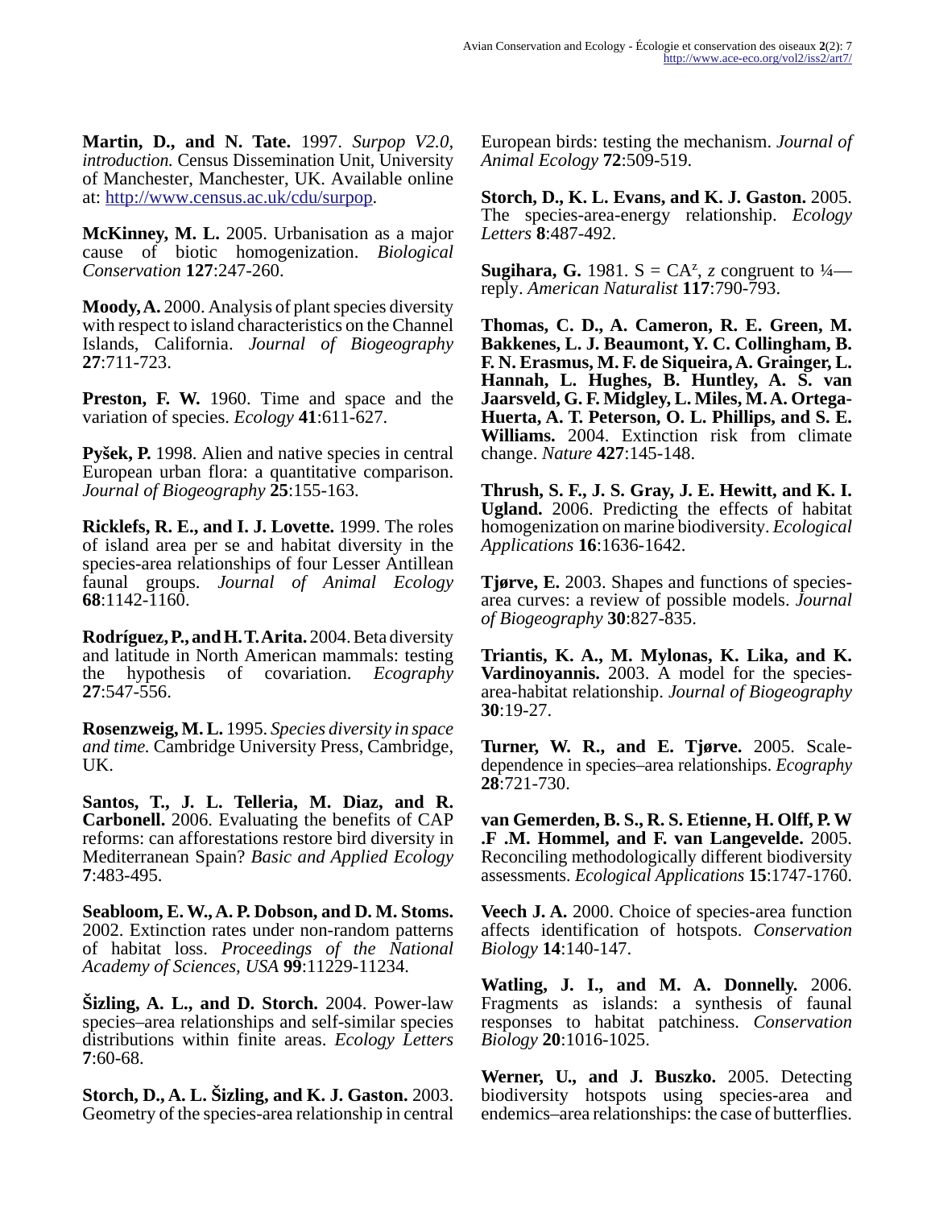**Martin, D., and N. Tate.** 1997. *Surpop V2.0, introduction.* Census Dissemination Unit, University of Manchester, Manchester, UK. Available online at: http://www.census.ac.uk/cdu/surpop.

**McKinney, M. L.** 2005. Urbanisation as a major cause of biotic homogenization. *Biological Conservation* **127**:247-260.

**Moody, A.** 2000. Analysis of plant species diversity with respect to island characteristics on the Channel Islands, California. *Journal of Biogeography* **27**:711-723.

**Preston, F. W.** 1960. Time and space and the variation of species. *Ecology* **41**:611-627.

**Pyšek, P.** 1998. Alien and native species in central European urban flora: a quantitative comparison. *Journal of Biogeography* **25**:155-163.

**Ricklefs, R. E., and I. J. Lovette.** 1999. The roles of island area per se and habitat diversity in the species-area relationships of four Lesser Antillean faunal groups. *Journal of Animal Ecology* **68**:1142-1160.

**Rodríguez, P., and H. T. Arita.** 2004. Beta diversity and latitude in North American mammals: testing the hypothesis of covariation. *Ecography* **27**:547-556.

**Rosenzweig, M. L.** 1995. *Species diversity in space and time.* Cambridge University Press, Cambridge, UK.

**Santos, T., J. L. Telleria, M. Diaz, and R. Carbonell.** 2006. Evaluating the benefits of CAP reforms: can afforestations restore bird diversity in Mediterranean Spain? *Basic and Applied Ecology* **7**:483-495.

**Seabloom, E. W., A. P. Dobson, and D. M. Stoms.** 2002. Extinction rates under non-random patterns of habitat loss. *Proceedings of the National Academy of Sciences, USA* **99**:11229-11234.

**Šizling, A. L., and D. Storch.** 2004. Power-law species–area relationships and self-similar species distributions within finite areas. *Ecology Letters* **7**:60-68.

**Storch, D., A. L. Šizling, and K. J. Gaston.** 2003. Geometry of the species-area relationship in central European birds: testing the mechanism. *Journal of Animal Ecology* **72**:509-519.

**Storch, D., K. L. Evans, and K. J. Gaston.** 2005. The species-area-energy relationship. *Ecology Letters* **8**:487-492.

**Sugihara, G.** 1981. $S = CA^z$, *z* congruent to ¼—reply. *American Naturalist* **117**:790-793.

**Thomas, C. D., A. Cameron, R. E. Green, M. Bakkenes, L. J. Beaumont, Y. C. Collingham, B. F. N. Erasmus, M. F. de Siqueira, A. Grainger, L. Hannah, L. Hughes, B. Huntley, A. S. van Jaarsveld, G. F. Midgley, L. Miles, M. A. Ortega-Huerta, A. T. Peterson, O. L. Phillips, and S. E. Williams.** 2004. Extinction risk from climate change. *Nature* **427**:145-148.

**Thrush, S. F., J. S. Gray, J. E. Hewitt, and K. I. Ugland.** 2006. Predicting the effects of habitat homogenization on marine biodiversity. *Ecological Applications* **16**:1636-1642.

**Tjørve, E.** 2003. Shapes and functions of species-area curves: a review of possible models. *Journal of Biogeography* **30**:827-835.

**Triantis, K. A., M. Mylonas, K. Lika, and K. Vardinoyannis.** 2003. A model for the species-area-habitat relationship. *Journal of Biogeography* **30**:19-27.

**Turner, W. R., and E. Tjørve.** 2005. Scale-dependence in species–area relationships. *Ecography* **28**:721-730.

**van Gemerden, B. S., R. S. Etienne, H. Olff, P. W .F .M. Hommel, and F. van Langevelde.** 2005. Reconciling methodologically different biodiversity assessments. *Ecological Applications* **15**:1747-1760.

**Veech J. A.** 2000. Choice of species-area function affects identification of hotspots. *Conservation Biology* **14**:140-147.

**Watling, J. I., and M. A. Donnelly.** 2006. Fragments as islands: a synthesis of faunal responses to habitat patchiness. *Conservation Biology* **20**:1016-1025.

**Werner, U., and J. Buszko.** 2005. Detecting biodiversity hotspots using species-area and endemics–area relationships: the case of butterflies.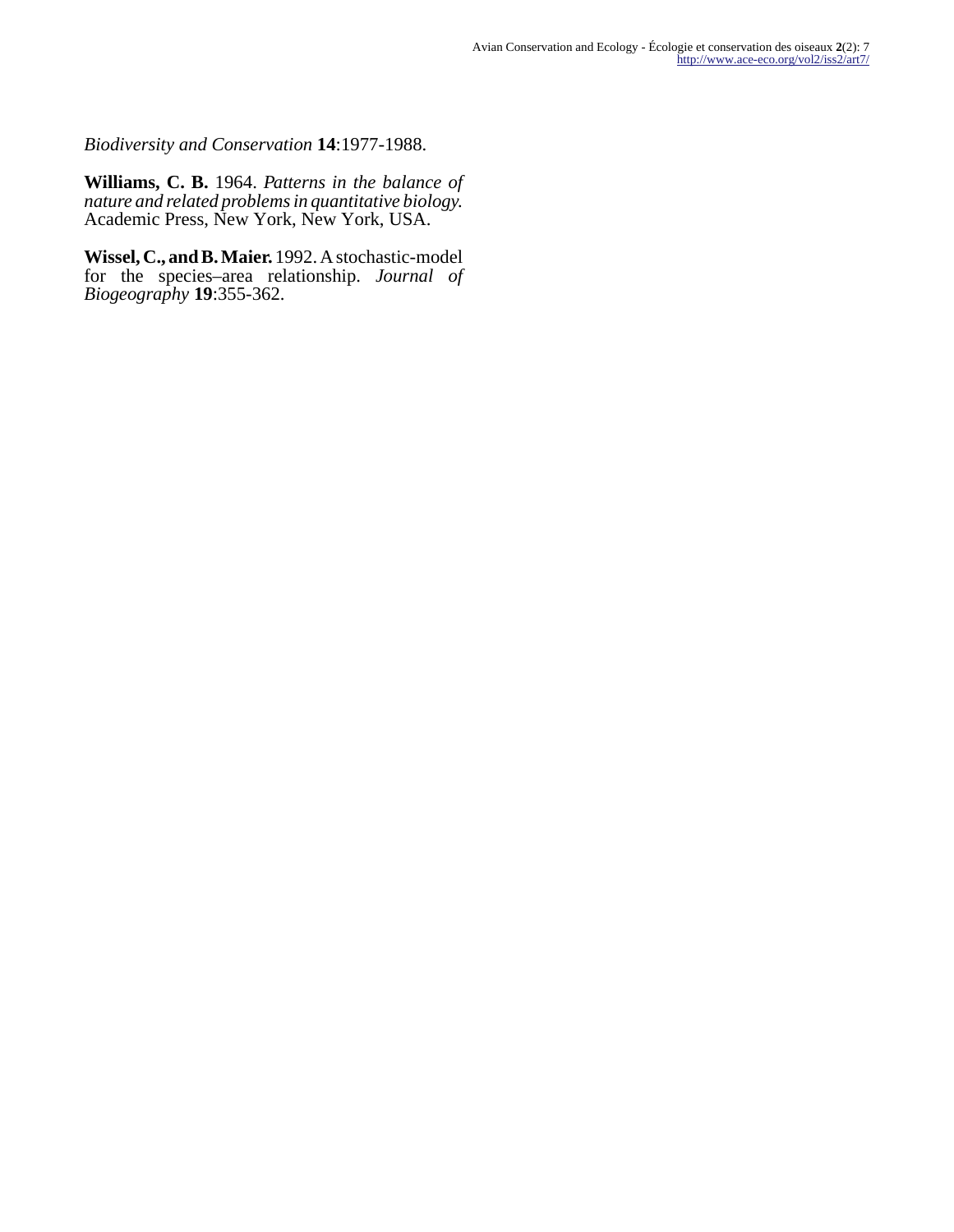*Biodiversity and Conservation* **14**:1977-1988.

**Williams, C. B.** 1964. *Patterns in the balance of nature and related problems in quantitative biology.* Academic Press, New York, New York, USA.

**Wissel, C., and B. Maier.** 1992. A stochastic-model for the species–area relationship. *Journal of Biogeography* **19**:355-362.